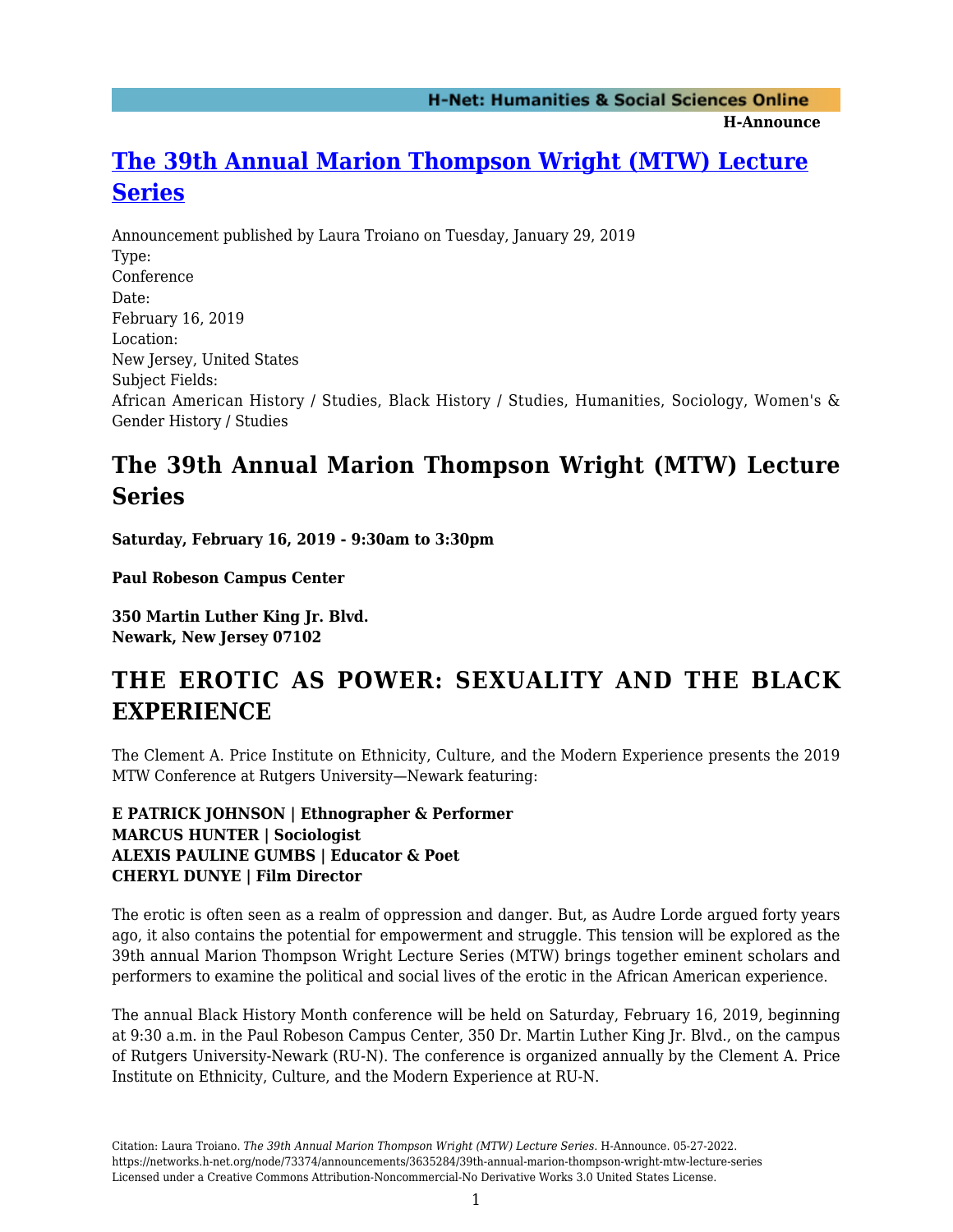# The 39th Annual Marion Thompson Wright (MTW) Lecture Series

Announcement published by Laura Troiano on Tuesday, January 29, 2019

Type:
Conference

Date:
February 16, 2019

Location:
New Jersey, United States

Subject Fields:
African American History / Studies, Black History / Studies, Humanities, Sociology, Women's & Gender History / Studies

## The 39th Annual Marion Thompson Wright (MTW) Lecture Series

**Saturday, February 16, 2019 - 9:30am to 3:30pm**

**Paul Robeson Campus Center**

**350 Martin Luther King Jr. Blvd.**
**Newark, New Jersey 07102**

## THE EROTIC AS POWER: SEXUALITY AND THE BLACK EXPERIENCE

The Clement A. Price Institute on Ethnicity, Culture, and the Modern Experience presents the 2019 MTW Conference at Rutgers University—Newark featuring:

**E PATRICK JOHNSON | Ethnographer & Performer**
**MARCUS HUNTER | Sociologist**
**ALEXIS PAULINE GUMBS | Educator & Poet**
**CHERYL DUNYE | Film Director**

The erotic is often seen as a realm of oppression and danger. But, as Audre Lorde argued forty years ago, it also contains the potential for empowerment and struggle. This tension will be explored as the 39th annual Marion Thompson Wright Lecture Series (MTW) brings together eminent scholars and performers to examine the political and social lives of the erotic in the African American experience.

The annual Black History Month conference will be held on Saturday, February 16, 2019, beginning at 9:30 a.m. in the Paul Robeson Campus Center, 350 Dr. Martin Luther King Jr. Blvd., on the campus of Rutgers University-Newark (RU-N). The conference is organized annually by the Clement A. Price Institute on Ethnicity, Culture, and the Modern Experience at RU-N.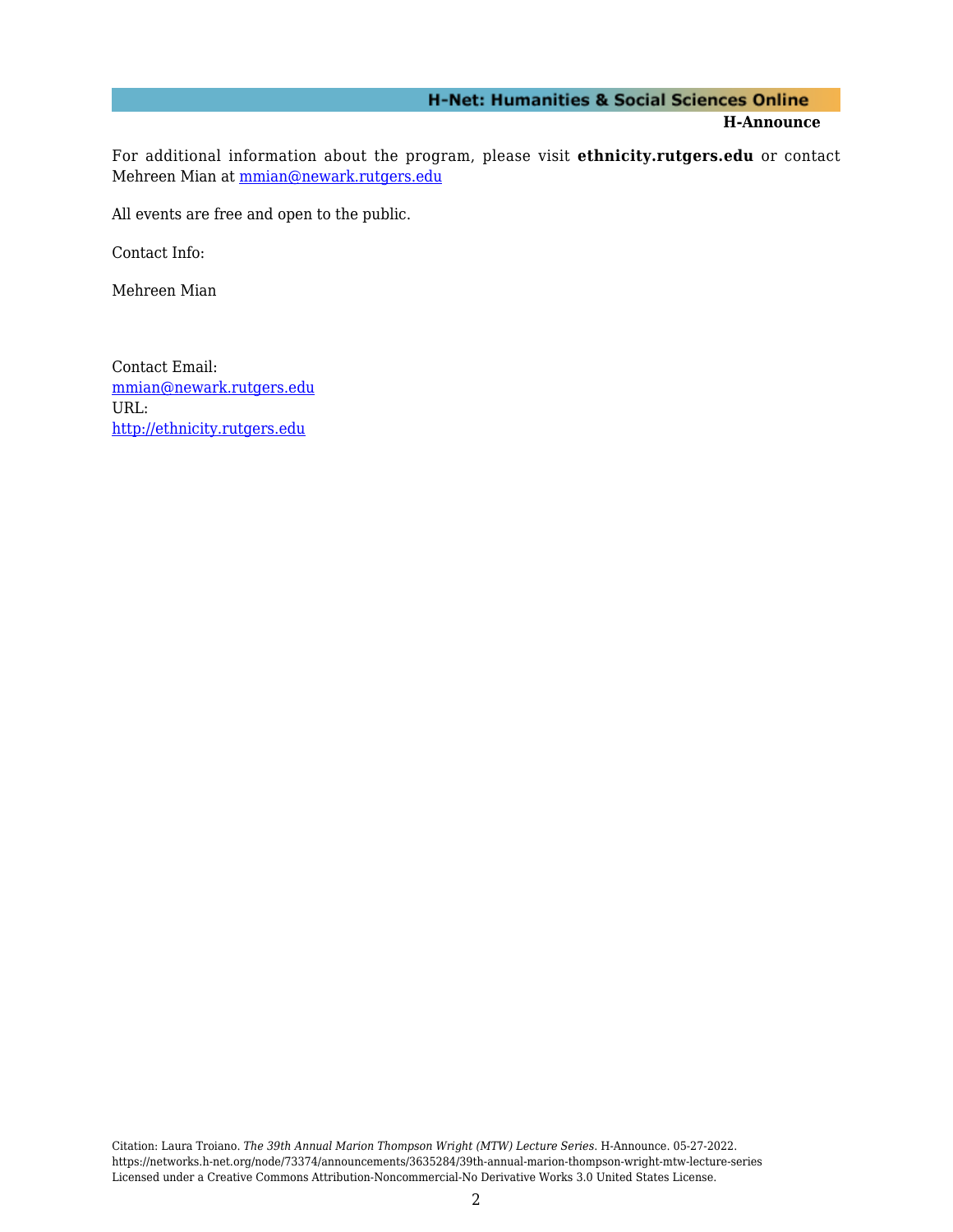For additional information about the program, please visit **ethnicity.rutgers.edu** or contact Mehreen Mian at mmian@newark.rutgers.edu

All events are free and open to the public.

Contact Info:

Mehreen Mian

Contact Email:
mmian@newark.rutgers.edu
URL:
http://ethnicity.rutgers.edu